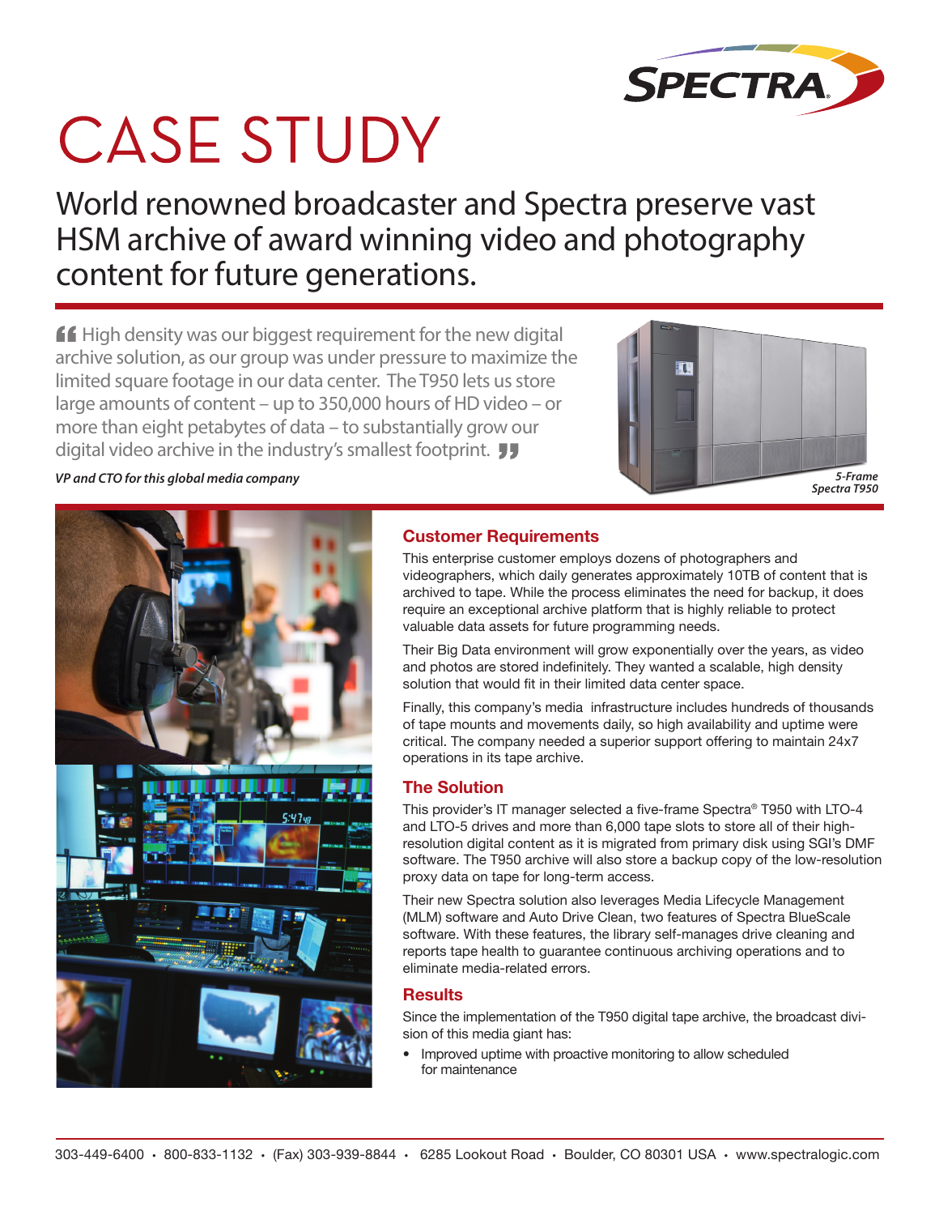# CASE STUDY

## World renowned broadcaster and Spectra preserve vast HSM archive of award winning video and photography content for future generations.

> "High density was our biggest requirement for the new digital archive solution, as our group was under pressure to maximize the limited square footage in our data center. The T950 lets us store large amounts of content – up to 350,000 hours of HD video – or more than eight petabytes of data – to substantially grow our digital video archive in the industry's smallest footprint."

***VP and CTO for this global media company***

*5-Frame Spectra T950*

### Customer Requirements

This enterprise customer employs dozens of photographers and videographers, which daily generates approximately 10TB of content that is archived to tape. While the process eliminates the need for backup, it does require an exceptional archive platform that is highly reliable to protect valuable data assets for future programming needs.

Their Big Data environment will grow exponentially over the years, as video and photos are stored indefinitely. They wanted a scalable, high density solution that would fit in their limited data center space.

Finally, this company's media infrastructure includes hundreds of thousands of tape mounts and movements daily, so high availability and uptime were critical. The company needed a superior support offering to maintain 24x7 operations in its tape archive.

### The Solution

This provider's IT manager selected a five-frame Spectra® T950 with LTO-4 and LTO-5 drives and more than 6,000 tape slots to store all of their high-resolution digital content as it is migrated from primary disk using SGI's DMF software. The T950 archive will also store a backup copy of the low-resolution proxy data on tape for long-term access.

Their new Spectra solution also leverages Media Lifecycle Management (MLM) software and Auto Drive Clean, two features of Spectra BlueScale software. With these features, the library self-manages drive cleaning and reports tape health to guarantee continuous archiving operations and to eliminate media-related errors.

### Results

Since the implementation of the T950 digital tape archive, the broadcast division of this media giant has:

- Improved uptime with proactive monitoring to allow scheduled for maintenance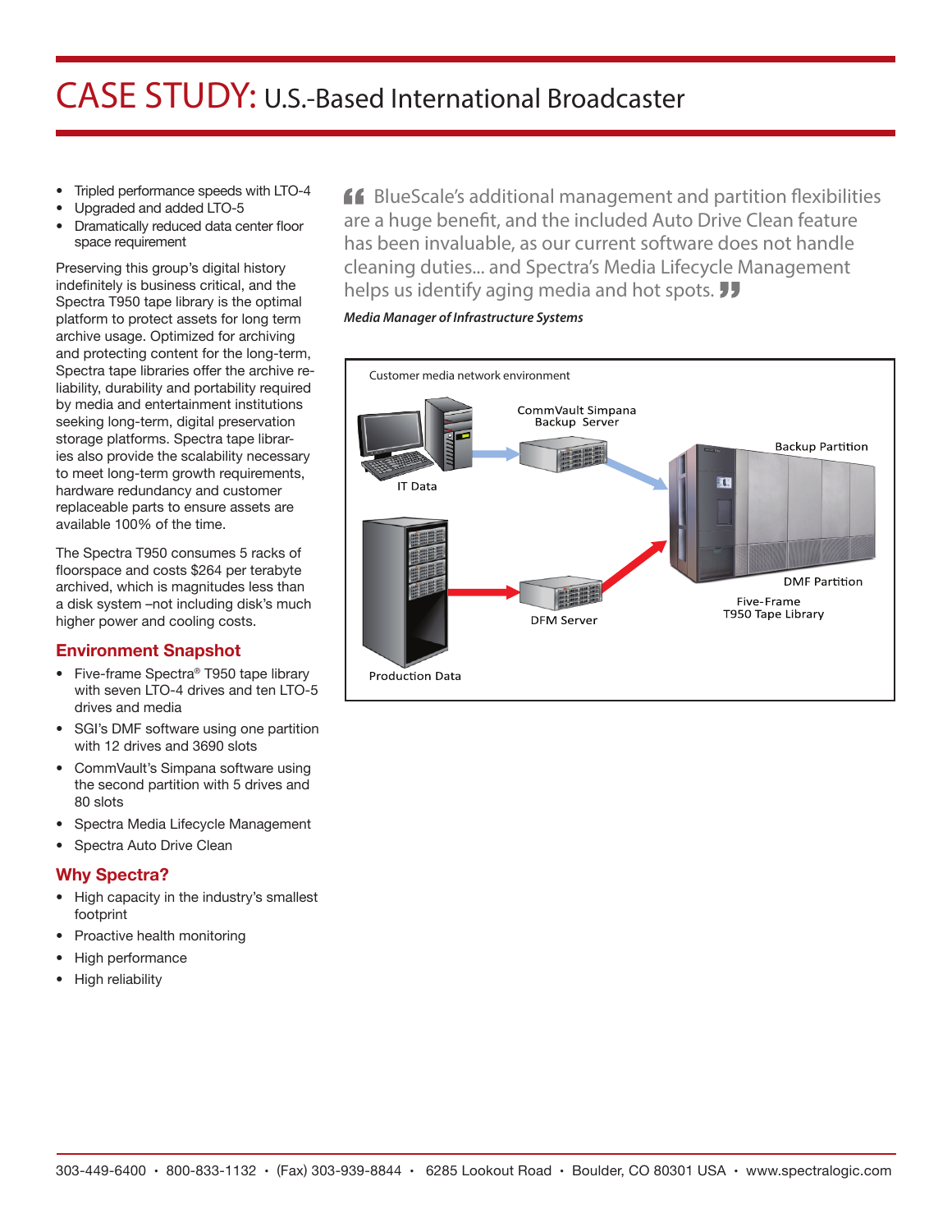# CASE STUDY: U.S.-Based International Broadcaster

- Tripled performance speeds with LTO-4
- Upgraded and added LTO-5
- Dramatically reduced data center floor space requirement

Preserving this group's digital history indefinitely is business critical, and the Spectra T950 tape library is the optimal platform to protect assets for long term archive usage. Optimized for archiving and protecting content for the long-term, Spectra tape libraries offer the archive reliability, durability and portability required by media and entertainment institutions seeking long-term, digital preservation storage platforms. Spectra tape libraries also provide the scalability necessary to meet long-term growth requirements, hardware redundancy and customer replaceable parts to ensure assets are available 100% of the time.

The Spectra T950 consumes 5 racks of floorspace and costs $264 per terabyte archived, which is magnitudes less than a disk system –not including disk's much higher power and cooling costs.

## Environment Snapshot

- Five-frame Spectra® T950 tape library with seven LTO-4 drives and ten LTO-5 drives and media
- SGI's DMF software using one partition with 12 drives and 3690 slots
- CommVault's Simpana software using the second partition with 5 drives and 80 slots
- Spectra Media Lifecycle Management
- Spectra Auto Drive Clean

## Why Spectra?

- High capacity in the industry's smallest footprint
- Proactive health monitoring
- High performance
- High reliability

> "BlueScale's additional management and partition flexibilities are a huge benefit, and the included Auto Drive Clean feature has been invaluable, as our current software does not handle cleaning duties... and Spectra's Media Lifecycle Management helps us identify aging media and hot spots."

***Media Manager of Infrastructure Systems***

Customer media network environment

IT Data

CommVault Simpana Backup Server

Backup Partition

Production Data

DFM Server

DMF Partition

Five-Frame T950 Tape Library